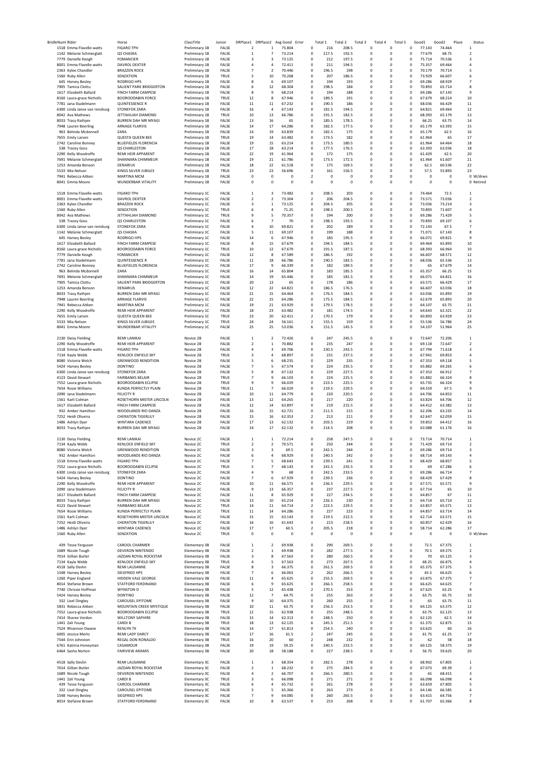| BridleNum | Rider | Horse | ClassTitle | Junior | DRPlace1 | DRPlace2 | Avg Good | Error | Total 1 | Total 2 | Total 3 | Total 4 | Total 5 | Good1 | Good2 | Place | Status |
|---|---|---|---|---|---|---|---|---|---|---|---|---|---|---|---|---|---|
| 1518 | Emma Flavelle-watts | FIGARO TPH | Preliminary 1B | FALSE | 2 | 1 | 75.804 | 0 | 216 | 208.5 | 0 | 0 | 0 | 77.143 | 74.464 | 1 | |
| 1142 | Melanie Schmerglatt | QS CHASKA | Preliminary 1B | FALSE | 1 | 7 | 73.214 | 0 | 217.5 | 192.5 | 0 | 0 | 0 | 77.679 | 68.75 | 2 | |
| 7779 | Danielle Keogh | FOMANCIER | Preliminary 1B | FALSE | 3 | 3 | 73.125 | 0 | 212 | 197.5 | 0 | 0 | 0 | 75.714 | 70.536 | 3 | |
| 8001 | Emma Flavelle-watts | DAVROL DEXTER | Preliminary 1B | FALSE | 4 | 4 | 72.411 | 0 | 211 | 194.5 | 0 | 0 | 0 | 75.357 | 69.464 | 4 | |
| 2363 | Kylee Chandler | BRAZZEN ROCK | Preliminary 1B | FALSE | 7 | 2 | 70.446 | 0 | 196.5 | 198 | 0 | 0 | 0 | 70.179 | 70.714 | 5 | |
| 1560 | Ruby Allen | SENZATION | Preliminary 1B | TRUE | 5 | 10 | 70.268 | 0 | 207 | 186.5 | 0 | 0 | 0 | 73.929 | 66.607 | 6 | |
| 645 | Harvey Besley | RODRIGO HPS | Preliminary 1B | FALSE | 8 | 6 | 69.107 | 0 | 194 | 193 | 0 | 0 | 0 | 69.286 | 68.929 | 7 | |
| 7905 | Tamica Clottu | SALIENT PARK BRIDGERTON | Preliminary 1B | FALSE | 6 | 12 | 68.304 | 0 | 198.5 | 184 | 0 | 0 | 0 | 70.893 | 65.714 | 8 | |
| 1617 | Elizabeth Ballard | FINCH FARM CAMPESE | Preliminary 1B | FALSE | 8 | 8 | 68.214 | 0 | 194 | 188 | 0 | 0 | 0 | 69.286 | 67.143 | 9 | |
| 8160 | Laura-grace Nicholls | BOOROODABIN FORCE | Preliminary 1B | TRUE | 12 | 8 | 67.946 | 0 | 189.5 | 191 | 0 | 0 | 0 | 67.679 | 68.214 | 10 | |
| 7781 | Jana Stadelmann | QUINTESSENCE R | Preliminary 1B | FALSE | 11 | 11 | 67.232 | 0 | 190.5 | 186 | 0 | 0 | 0 | 68.036 | 66.429 | 11 | |
| 6300 | Linda Janse van rensburg | STONEFOX ZARA | Preliminary 1B | FALSE | 16 | 4 | 67.143 | 0 | 181.5 | 194.5 | 0 | 0 | 0 | 64.821 | 69.464 | 12 | |
| 8042 | Ava Mathews | JETTAHLIAH DIAMOND | Preliminary 1B | TRUE | 10 | 13 | 66.786 | 0 | 191.5 | 182.5 | 0 | 0 | 0 | 68.393 | 65.179 | 13 | |
| 8033 | Tracy Rathjen | BURREN DAH MR MYAGI | Preliminary 1B | FALSE | 13 | 16 | 65 | 0 | 185.5 | 178.5 | 0 | 0 | 0 | 66.25 | 63.75 | 14 | |
| 7948 | Lauren Beerling | ARNAGE FLARVIS | Preliminary 1B | FALSE | 14 | 17 | 64.286 | 0 | 182.5 | 177.5 | 0 | 0 | 0 | 65.179 | 63.393 | 15 | |
| 963 | Belinda Mcdonnell | ZARA | Preliminary 1B | FALSE | 14 | 19 | 63.839 | 0 | 182.5 | 175 | 0 | 0 | 0 | 65.179 | 62.5 | 16 | |
| 7655 | Emily Larsen | QUESTA QUEEN BEE | Preliminary 1B | TRUE | 19 | 14 | 63.482 | 0 | 173.5 | 182 | 0 | 0 | 0 | 61.964 | 65 | 17 | |
| 2742 | Caroline Bonney | BLUEFIELDS FLORENCIA | Preliminary 1B | FALSE | 19 | 15 | 63.214 | 0 | 173.5 | 180.5 | 0 | 0 | 0 | 61.964 | 64.464 | 18 | |
| 538 | Tracey Goss | QS CHARLESTON | Preliminary 1B | FALSE | 17 | 18 | 63.214 | 0 | 177.5 | 176.5 | 0 | 0 | 0 | 63.393 | 63.036 | 18 | |
| 2290 | Kelly Woodroffe | REMI HEIR APPARENT | Preliminary 1B | FALSE | 22 | 19 | 61.964 | 0 | 172 | 175 | 0 | 0 | 0 | 61.429 | 62.5 | 20 | |
| 7691 | Melanie Schmerglatt | SHANNARA CHIMMEUR | Preliminary 1B | FALSE | 19 | 21 | 61.786 | 0 | 173.5 | 172.5 | 0 | 0 | 0 | 61.964 | 61.607 | 21 | |
| 1253 | Amanda Benson | DENARIUS | Preliminary 1B | FALSE | 18 | 22 | 61.518 | 0 | 175 | 169.5 | 0 | 0 | 0 | 62.5 | 60.536 | 22 | |
| 5533 | Mia Nelson | KINGS SILVER JUBILEE | Preliminary 1B | TRUE | 23 | 23 | 56.696 | 0 | 161 | 156.5 | 0 | 0 | 0 | 57.5 | 55.893 | 23 | |
| 7941 | Rebecca Aitken | MARTINA MCM | Preliminary 1B | FALSE | 0 | 0 | 0 | 2 | 0 | 0 | 0 | 0 | 0 | 0 | 0 | 0 | W/drwn |
| 8041 | Emma Moore | WUNDERBAR VITALITY | Preliminary 1B | FALSE | 0 | 0 | 0 | 0 | 0 | 0 | 0 | 0 | 0 | 0 | 0 | 0 | Retired |
| 1518 | Emma Flavelle-watts | FIGARO TPH | Preliminary 1C | FALSE | 1 | 3 | 73.482 | 0 | 208.5 | 203 | 0 | 0 | 0 | 74.464 | 72.5 | 1 | |
| 8001 | Emma Flavelle-watts | DAVROL DEXTER | Preliminary 1C | FALSE | 2 | 2 | 73.304 | 2 | 206 | 204.5 | 0 | 0 | 0 | 73.571 | 73.036 | 2 | |
| 2363 | Kylee Chandler | BRAZZEN ROCK | Preliminary 1C | FALSE | 3 | 1 | 73.125 | 0 | 204.5 | 205 | 0 | 0 | 0 | 73.036 | 73.214 | 3 | |
| 1560 | Ruby Allen | SENZATION | Preliminary 1C | TRUE | 6 | 4 | 71.25 | 0 | 198.5 | 200.5 | 0 | 0 | 0 | 70.893 | 71.607 | 4 | |
| 8042 | Ava Mathews | JETTAHLIAH DIAMOND | Preliminary 1C | TRUE | 9 | 5 | 70.357 | 0 | 194 | 200 | 0 | 0 | 0 | 69.286 | 71.429 | 5 | |
| 538 | Tracey Goss | QS CHARLESTON | Preliminary 1C | FALSE | 6 | 7 | 70 | 0 | 198.5 | 193.5 | 0 | 0 | 0 | 70.893 | 69.107 | 6 | |
| 6300 | Linda Janse van rensburg | STONEFOX ZARA | Preliminary 1C | FALSE | 4 | 10 | 69.821 | 0 | 202 | 189 | 0 | 0 | 0 | 72.143 | 67.5 | 7 | |
| 1142 | Melanie Schmerglatt | QS CHASKA | Preliminary 1C | FALSE | 5 | 11 | 69.107 | 0 | 199 | 188 | 0 | 0 | 0 | 71.071 | 67.143 | 8 | |
| 645 | Harvey Besley | RODRIGO HPS | Preliminary 1C | FALSE | 14 | 6 | 67.946 | 0 | 185 | 195.5 | 0 | 0 | 0 | 66.071 | 69.821 | 9 | |
| 1617 | Elizabeth Ballard | FINCH FARM CAMPESE | Preliminary 1C | FALSE | 8 | 15 | 67.679 | 0 | 194.5 | 184.5 | 0 | 0 | 0 | 69.464 | 65.893 | 10 | |
| 8160 | Laura-grace Nicholls | BOOROODABIN FORCE | Preliminary 1C | TRUE | 10 | 12 | 67.679 | 0 | 191.5 | 187.5 | 0 | 0 | 0 | 68.393 | 66.964 | 10 | |
| 7779 | Danielle Keogh | FOMANCIER | Preliminary 1C | FALSE | 12 | 8 | 67.589 | 0 | 186.5 | 192 | 0 | 0 | 0 | 66.607 | 68.571 | 12 | |
| 7781 | Jana Stadelmann | QUINTESSENCE R | Preliminary 1C | FALSE | 11 | 18 | 66.786 | 0 | 190.5 | 183.5 | 0 | 0 | 0 | 68.036 | 65.536 | 13 | |
| 2742 | Caroline Bonney | BLUEFIELDS FLORENCIA | Preliminary 1C | FALSE | 17 | 9 | 66.339 | 0 | 182 | 189.5 | 0 | 0 | 0 | 65 | 67.679 | 14 | |
| 963 | Belinda Mcdonnell | ZARA | Preliminary 1C | FALSE | 16 | 14 | 65.804 | 0 | 183 | 185.5 | 0 | 0 | 0 | 65.357 | 66.25 | 15 | |
| 7691 | Melanie Schmerglatt | SHANNARA CHIMMEUR | Preliminary 1C | FALSE | 14 | 19 | 65.446 | 0 | 185 | 181.5 | 0 | 0 | 0 | 66.071 | 64.821 | 16 | |
| 7905 | Tamica Clottu | SALIENT PARK BRIDGERTON | Preliminary 1C | FALSE | 20 | 13 | 65 | 0 | 178 | 186 | 0 | 0 | 0 | 63.571 | 66.429 | 17 | |
| 1253 | Amanda Benson | DENARIUS | Preliminary 1C | FALSE | 12 | 22 | 64.821 | 0 | 186.5 | 176.5 | 0 | 0 | 0 | 66.607 | 63.036 | 18 | |
| 8033 | Tracy Rathjen | BURREN DAH MR MYAGI | Preliminary 1C | FALSE | 21 | 15 | 64.464 | 0 | 176.5 | 184.5 | 0 | 0 | 0 | 63.036 | 65.893 | 19 | |
| 7948 | Lauren Beerling | ARNAGE FLARVIS | Preliminary 1C | FALSE | 22 | 15 | 64.286 | 0 | 175.5 | 184.5 | 0 | 0 | 0 | 62.679 | 65.893 | 20 | |
| 7941 | Rebecca Aitken | MARTINA MCM | Preliminary 1C | FALSE | 19 | 21 | 63.929 | 0 | 179.5 | 178.5 | 0 | 0 | 0 | 64.107 | 63.75 | 21 | |
| 2290 | Kelly Woodroffe | REMI HEIR APPARENT | Preliminary 1C | FALSE | 18 | 23 | 63.482 | 0 | 181 | 174.5 | 0 | 0 | 0 | 64.643 | 62.321 | 22 | |
| 7655 | Emily Larsen | QUESTA QUEEN BEE | Preliminary 1C | TRUE | 23 | 20 | 62.411 | 2 | 170.5 | 179 | 0 | 0 | 0 | 60.893 | 63.929 | 23 | |
| 5533 | Mia Nelson | KINGS SILVER JUBILEE | Preliminary 1C | TRUE | 24 | 24 | 56.161 | 2 | 155.5 | 159 | 0 | 0 | 0 | 55.536 | 56.786 | 24 | |
| 8041 | Emma Moore | WUNDERBAR VITALITY | Preliminary 1C | FALSE | 25 | 25 | 53.036 | 6 | 151.5 | 145.5 | 0 | 0 | 0 | 54.107 | 51.964 | 25 | |
| 2130 | Daisy Fielding | REMI LANIKAI | Novice 2B | FALSE | 1 | 2 | 72.426 | 0 | 247 | 245.5 | 0 | 0 | 0 | 72.647 | 72.206 | 1 | |
| 2290 | Kelly Woodroffe | REMI HEIR APPARENT | Novice 2B | FALSE | 2 | 1 | 70.882 | 0 | 235 | 247 | 0 | 0 | 0 | 69.118 | 72.647 | 2 | |
| 1518 | Emma Flavelle-watts | FIGARO TPH | Novice 2B | FALSE | 4 | 3 | 69.706 | 0 | 230.5 | 243.5 | 0 | 0 | 0 | 67.794 | 71.618 | 3 | |
| 7134 | Kayla Webb | KENLOCK ENFIELD SKY | Novice 2B | TRUE | 3 | 4 | 68.897 | 0 | 231 | 237.5 | 0 | 0 | 0 | 67.941 | 69.853 | 4 | |
| 8080 | Victoria Welch | GRENWOOD RENDITION | Novice 2B | FALSE | 5 | 6 | 68.235 | 0 | 229 | 235 | 0 | 0 | 0 | 67.353 | 69.118 | 5 | |
| 5424 | Harvey Besley | DONTINO | Novice 2B | FALSE | 7 | 5 | 67.574 | 0 | 224 | 235.5 | 0 | 0 | 0 | 65.882 | 69.265 | 6 | |
| 6300 | Linda Janse van rensburg | STONEFOX ZARA | Novice 2B | FALSE | 5 | 8 | 67.132 | 0 | 229 | 227.5 | 0 | 0 | 0 | 67.353 | 66.912 | 7 | |
| 4123 | David Stewart | FAIRBANKS BELAIR | Novice 2B | FALSE | 7 | 9 | 66.103 | 0 | 224 | 225.5 | 0 | 0 | 0 | 65.882 | 66.324 | 8 | |
| 7552 | Laura-grace Nicholls | BOOROODABIN ECLIPSE | Novice 2B | TRUE | 9 | 9 | 66.029 | 0 | 223.5 | 225.5 | 0 | 0 | 0 | 65.735 | 66.324 | 9 | |
| 7654 | Rosie Williams | KUNDA PERFECTLY PLAIN | Novice 2B | TRUE | 11 | 7 | 66.029 | 0 | 219.5 | 229.5 | 0 | 0 | 0 | 64.559 | 67.5 | 9 | |
| 2090 | Jana Stadelmann | FELICITY R | Novice 2B | FALSE | 10 | 11 | 64.779 | 0 | 220 | 220.5 | 0 | 0 | 0 | 64.706 | 64.853 | 11 | |
| 1561 | Karli Colman | ROSETHORN MISTER LINCOLN | Novice 2B | FALSE | 13 | 12 | 64.265 | 0 | 217 | 220 | 0 | 0 | 0 | 63.824 | 64.706 | 12 | |
| 1617 | Elizabeth Ballard | FINCH FARM CAMPESE | Novice 2B | FALSE | 12 | 14 | 63.897 | 0 | 219 | 215.5 | 0 | 0 | 0 | 64.412 | 63.382 | 13 | |
| 932 | Amber Hamilton | WOODLANDS RIO DANZA | Novice 2B | FALSE | 16 | 15 | 62.721 | 0 | 211.5 | 215 | 0 | 0 | 0 | 62.206 | 63.235 | 14 | |
| 7252 | Heidi Oliveira | CHERATON TIGERLILY | Novice 2B | FALSE | 15 | 16 | 62.353 | 2 | 213 | 211 | 0 | 0 | 0 | 62.647 | 62.059 | 15 | |
| 1486 | Ashlyn Dyer | WINTARA CADENCE | Novice 2B | FALSE | 17 | 13 | 62.132 | 0 | 203.5 | 219 | 0 | 0 | 0 | 59.853 | 64.412 | 16 | |
| 8033 | Tracy Rathjen | BURREN DAH MR MYAGI | Novice 2B | FALSE | 14 | 17 | 62.132 | 0 | 214.5 | 208 | 0 | 0 | 0 | 63.088 | 61.176 | 16 | |
| 2130 | Daisy Fielding | REMI LANIKAI | Novice 2C | FALSE | 1 | 1 | 72.214 | 0 | 258 | 247.5 | 0 | 0 | 0 | 73.714 | 70.714 | 1 | |
| 7134 | Kayla Webb | KENLOCK ENFIELD SKY | Novice 2C | TRUE | 2 | 2 | 70.571 | 0 | 250 | 244 | 0 | 0 | 0 | 71.429 | 69.714 | 2 | |
| 8080 | Victoria Welch | GRENWOOD RENDITION | Novice 2C | FALSE | 3 | 3 | 69.5 | 0 | 242.5 | 244 | 0 | 0 | 0 | 69.286 | 69.714 | 3 | |
| 932 | Amber Hamilton | WOODLANDS RIO DANZA | Novice 2C | FALSE | 6 | 4 | 68.929 | 0 | 240.5 | 242 | 0 | 0 | 0 | 68.714 | 69.143 | 4 | |
| 1518 | Emma Flavelle-watts | FIGARO TPH | Novice 2C | FALSE | 7 | 5 | 68.643 | 0 | 239.5 | 241 | 0 | 0 | 0 | 68.429 | 68.857 | 5 | |
| 7552 | Laura-grace Nicholls | BOOROODABIN ECLIPSE | Novice 2C | TRUE | 5 | 7 | 68.143 | 0 | 241.5 | 235.5 | 0 | 0 | 0 | 69 | 67.286 | 6 | |
| 6300 | Linda Janse van rensburg | STONEFOX ZARA | Novice 2C | FALSE | 4 | 9 | 68 | 0 | 242.5 | 233.5 | 0 | 0 | 0 | 69.286 | 66.714 | 7 | |
| 5424 | Harvey Besley | DONTINO | Novice 2C | FALSE | 7 | 6 | 67.929 | 0 | 239.5 | 236 | 0 | 0 | 0 | 68.429 | 67.429 | 8 | |
| 2290 | Kelly Woodroffe | REMI HEIR APPARENT | Novice 2C | FALSE | 10 | 11 | 66.571 | 0 | 236.5 | 229.5 | 0 | 0 | 0 | 67.571 | 65.571 | 9 | |
| 2090 | Jana Stadelmann | FELICITY R | Novice 2C | FALSE | 9 | 13 | 66.357 | 0 | 237 | 227.5 | 0 | 0 | 0 | 67.714 | 65 | 10 | |
| 1617 | Elizabeth Ballard | FINCH FARM CAMPESE | Novice 2C | FALSE | 11 | 8 | 65.929 | 0 | 227 | 234.5 | 0 | 0 | 0 | 64.857 | 67 | 11 | |
| 8033 | Tracy Rathjen | BURREN DAH MR MYAGI | Novice 2C | FALSE | 13 | 10 | 65.214 | 0 | 226.5 | 230 | 0 | 0 | 0 | 64.714 | 65.714 | 12 | |
| 4123 | David Stewart | FAIRBANKS BELAIR | Novice 2C | FALSE | 14 | 11 | 64.714 | 2 | 223.5 | 229.5 | 0 | 0 | 0 | 63.857 | 65.571 | 13 | |
| 7654 | Rosie Williams | KUNDA PERFECTLY PLAIN | Novice 2C | TRUE | 11 | 14 | 64.286 | 0 | 227 | 223 | 0 | 0 | 0 | 64.857 | 63.714 | 14 | |
| 1561 | Karli Colman | ROSETHORN MISTER LINCOLN | Novice 2C | FALSE | 15 | 15 | 63.143 | 0 | 219.5 | 222.5 | 0 | 0 | 0 | 62.714 | 63.571 | 15 | |
| 7252 | Heidi Oliveira | CHERATON TIGERLILY | Novice 2C | FALSE | 16 | 16 | 61.643 | 0 | 213 | 218.5 | 0 | 0 | 0 | 60.857 | 62.429 | 16 | |
| 1486 | Ashlyn Dyer | WINTARA CADENCE | Novice 2C | FALSE | 17 | 17 | 60.5 | 2 | 205.5 | 218 | 0 | 0 | 0 | 58.714 | 62.286 | 17 | |
| 1560 | Ruby Allen | SENZATION | Novice 2C | TRUE | 0 | 0 | 0 | 0 | 0 | 0 | 0 | 0 | 0 | 0 | 0 | 0 | W/drwn |
| 439 | Tesse Ferguson | CAROOL CHARMER | Elementary 3B | FALSE | 1 | 2 | 69.938 | 0 | 290 | 269.5 | 0 | 0 | 0 | 72.5 | 67.375 | 1 | |
| 1689 | Nicole Tough | DEVERON NINTENDO | Elementary 3B | FALSE | 2 | 1 | 69.938 | 0 | 282 | 277.5 | 0 | 0 | 0 | 70.5 | 69.375 | 2 | |
| 7014 | Gillian Butler | JAZDAN ROYAL ROCKSTAR | Elementary 3B | FALSE | 3 | 8 | 67.563 | 0 | 280 | 260.5 | 0 | 0 | 0 | 70 | 65.125 | 3 | |
| 7134 | Kayla Webb | KENLOCK ENFIELD SKY | Elementary 3B | TRUE | 4 | 5 | 67.563 | 0 | 273 | 267.5 | 0 | 0 | 0 | 68.25 | 66.875 | 4 | |
| 4518 | Sally Devlin | REMI LAUSANNE | Elementary 3B | FALSE | 8 | 3 | 66.375 | 0 | 261.5 | 269.5 | 0 | 0 | 0 | 65.375 | 67.375 | 5 | |
| 1548 | Harvey Besley | SIEGFRIED HPS | Elementary 3B | FALSE | 7 | 6 | 66.063 | 2 | 262 | 266.5 | 0 | 0 | 0 | 65.5 | 66.625 | 6 | |
| 1260 | Piper England | HIDDEN VALE GEORGE | Elementary 3B | FALSE | 11 | 4 | 65.625 | 0 | 255.5 | 269.5 | 0 | 0 | 0 | 63.875 | 67.375 | 7 | |
| 8014 | Stefanie Brown | STATFORD FERDINAND | Elementary 3B | FALSE | 6 | 9 | 65.625 | 0 | 266.5 | 258.5 | 0 | 0 | 0 | 66.625 | 64.625 | 7 | |
| 7740 | Chrissie Hoffman | WYNSTON D | Elementary 3B | FALSE | 5 | 12 | 65.438 | 2 | 270.5 | 253 | 0 | 0 | 0 | 67.625 | 63.25 | 9 | |
| 5424 | Harvey Besley | DONTINO | Elementary 3B | FALSE | 12 | 7 | 64.75 | 0 | 255 | 263 | 0 | 0 | 0 | 63.75 | 65.75 | 10 | |
| 332 | Lisel Dingley | CAROUSEL EPITOME | Elementary 3B | FALSE | 9 | 10 | 64.375 | 0 | 260 | 255 | 0 | 0 | 0 | 65 | 63.75 | 11 | |
| 5831 | Rebecca Aitken | MOUNTAIN CREEK MYSTIQUE | Elementary 3B | FALSE | 10 | 11 | 63.75 | 0 | 256.5 | 253.5 | 0 | 0 | 0 | 64.125 | 63.375 | 12 | |
| 7552 | Laura-grace Nicholls | BOOROODABIN ECLIPSE | Elementary 3B | TRUE | 12 | 15 | 62.938 | 0 | 255 | 248.5 | 0 | 0 | 0 | 63.75 | 62.125 | 13 | |
| 7414 | Sharee Verdon | WILLTONY SAPHIRE | Elementary 3B | FALSE | 15 | 14 | 62.313 | 0 | 248.5 | 250 | 0 | 0 | 0 | 62.125 | 62.5 | 14 | |
| 1441 | Zali Young | CARDI B | Elementary 3B | TRUE | 18 | 13 | 62.125 | 6 | 245.5 | 251.5 | 0 | 0 | 0 | 61.375 | 62.875 | 15 | |
| 7524 | Rhiannon Dwane | RENLYN TK | Elementary 3B | FALSE | 14 | 17 | 61.813 | 0 | 254.5 | 240 | 0 | 0 | 0 | 63.625 | 60 | 16 | |
| 6005 | Jessica Merlo | REMI LADY DARCY | Elementary 3B | FALSE | 17 | 16 | 61.5 | 2 | 247 | 245 | 0 | 0 | 0 | 61.75 | 61.25 | 17 | |
| 7544 | Erin Johnston | REGAL DON RONALDO | Elementary 3B | TRUE | 16 | 20 | 60 | 2 | 248 | 232 | 0 | 0 | 0 | 62 | 58 | 18 | |
| 6761 | Katrina Honeyman | CASAMOUR | Elementary 3B | FALSE | 19 | 19 | 59.25 | 0 | 240.5 | 233.5 | 0 | 0 | 0 | 60.125 | 58.375 | 19 | |
| 6464 | Sasha Norton | FAIRVIEW ARAMIS | Elementary 3B | FALSE | 20 | 18 | 58.188 | 0 | 227 | 238.5 | 0 | 0 | 0 | 56.75 | 59.625 | 20 | |
| 4518 | Sally Devlin | REMI LAUSANNE | Elementary 3C | FALSE | 1 | 3 | 68.354 | 0 | 282.5 | 278 | 0 | 0 | 0 | 68.902 | 67.805 | 1 | |
| 7014 | Gillian Butler | JAZDAN ROYAL ROCKSTAR | Elementary 3C | FALSE | 2 | 1 | 68.232 | 0 | 275 | 284.5 | 0 | 0 | 0 | 67.073 | 69.39 | 2 | |
| 1689 | Nicole Tough | DEVERON NINTENDO | Elementary 3C | FALSE | 4 | 2 | 66.707 | 0 | 266.5 | 280.5 | 0 | 0 | 0 | 65 | 68.415 | 3 | |
| 1441 | Zali Young | CARDI B | Elementary 3C | TRUE | 3 | 6 | 66.098 | 0 | 271 | 271 | 0 | 0 | 0 | 66.098 | 66.098 | 4 | |
| 439 | Tesse Ferguson | CAROOL CHARMER | Elementary 3C | FALSE | 6 | 4 | 65.732 | 0 | 261 | 278 | 0 | 0 | 0 | 63.659 | 67.805 | 5 | |
| 332 | Lisel Dingley | CAROUSEL EPITOME | Elementary 3C | FALSE | 5 | 5 | 65.366 | 0 | 263 | 273 | 0 | 0 | 0 | 64.146 | 66.585 | 6 | |
| 1548 | Harvey Besley | SIEGFRIED HPS | Elementary 3C | FALSE | 7 | 9 | 64.085 | 0 | 260 | 265.5 | 0 | 0 | 0 | 63.415 | 64.756 | 7 | |
| 8014 | Stefanie Brown | STATFORD FERDINAND | Elementary 3C | FALSE | 10 | 8 | 63.537 | 0 | 253 | 268 | 0 | 0 | 0 | 61.707 | 65.366 | 8 | |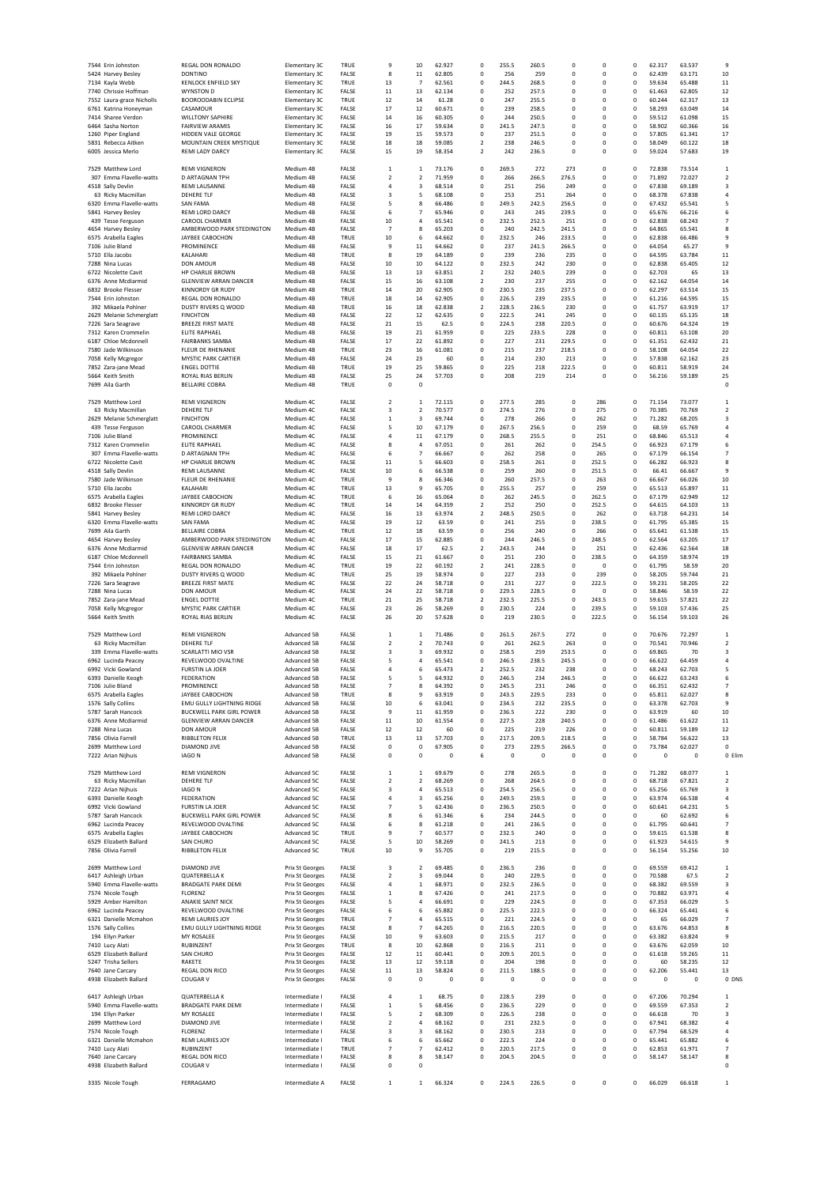| | | | | | | | | | | | | | | | | |
|---|---|---|---|---|---|---|---|---|---|---|---|---|---|---|---|---|
| 7544 Erin Johnston | REGAL DON RONALDO | Elementary 3C | TRUE | 9 | 10 | 62.927 | 0 | 255.5 | 260.5 | 0 | 0 | 0 | 62.317 | 63.537 | 9 | |
| 5424 Harvey Besley | DONTINO | Elementary 3C | FALSE | 8 | 11 | 62.805 | 0 | 256 | 259 | 0 | 0 | 0 | 62.439 | 63.171 | 10 | |
| 7134 Kayla Webb | KENLOCK ENFIELD SKY | Elementary 3C | TRUE | 13 | 7 | 62.561 | 0 | 244.5 | 268.5 | 0 | 0 | 0 | 59.634 | 65.488 | 11 | |
| 7740 Chrissie Hoffman | WYNSTON D | Elementary 3C | FALSE | 11 | 13 | 62.134 | 0 | 252 | 257.5 | 0 | 0 | 0 | 61.463 | 62.805 | 12 | |
| 7552 Laura-grace Nicholls | BOOROODABIN ECLIPSE | Elementary 3C | TRUE | 12 | 14 | 61.28 | 0 | 247 | 255.5 | 0 | 0 | 0 | 60.244 | 62.317 | 13 | |
| 6761 Katrina Honeyman | CASAMOUR | Elementary 3C | FALSE | 17 | 12 | 60.671 | 0 | 239 | 258.5 | 0 | 0 | 0 | 58.293 | 63.049 | 14 | |
| 7414 Sharee Verdon | WILLTONY SAPHIRE | Elementary 3C | FALSE | 14 | 16 | 60.305 | 0 | 244 | 250.5 | 0 | 0 | 0 | 59.512 | 61.098 | 15 | |
| 6464 Sasha Norton | FAIRVIEW ARAMIS | Elementary 3C | FALSE | 16 | 17 | 59.634 | 0 | 241.5 | 247.5 | 0 | 0 | 0 | 58.902 | 60.366 | 16 | |
| 1260 Piper England | HIDDEN VALE GEORGE | Elementary 3C | FALSE | 19 | 15 | 59.573 | 0 | 237 | 251.5 | 0 | 0 | 0 | 57.805 | 61.341 | 17 | |
| 5831 Rebecca Aitken | MOUNTAIN CREEK MYSTIQUE | Elementary 3C | FALSE | 18 | 18 | 59.085 | 2 | 238 | 246.5 | 0 | 0 | 0 | 58.049 | 60.122 | 18 | |
| 6005 Jessica Merlo | REMI LADY DARCY | Elementary 3C | FALSE | 15 | 19 | 58.354 | 2 | 242 | 236.5 | 0 | 0 | 0 | 59.024 | 57.683 | 19 | |
| | | | | | | | | | | | | | | | | |
| 7529 Matthew Lord | REMI VIGNERON | Medium 4B | FALSE | 1 | 1 | 73.176 | 0 | 269.5 | 272 | 273 | 0 | 0 | 72.838 | 73.514 | 1 | |
| 307 Emma Flavelle-watts | D ARTAGNAN TPH | Medium 4B | FALSE | 2 | 2 | 71.959 | 0 | 266 | 266.5 | 276.5 | 0 | 0 | 71.892 | 72.027 | 2 | |
| 4518 Sally Devlin | REMI LAUSANNE | Medium 4B | FALSE | 4 | 3 | 68.514 | 0 | 251 | 256 | 249 | 0 | 0 | 67.838 | 69.189 | 3 | |
| 63 Ricky Macmillan | DEHERE TLF | Medium 4B | FALSE | 3 | 5 | 68.108 | 0 | 253 | 251 | 264 | 0 | 0 | 68.378 | 67.838 | 4 | |
| 6320 Emma Flavelle-watts | SAN FAMA | Medium 4B | FALSE | 5 | 8 | 66.486 | 0 | 249.5 | 242.5 | 256.5 | 0 | 0 | 67.432 | 65.541 | 5 | |
| 5841 Harvey Besley | REMI LORD DARCY | Medium 4B | FALSE | 6 | 7 | 65.946 | 0 | 243 | 245 | 239.5 | 0 | 0 | 65.676 | 66.216 | 6 | |
| 439 Tesse Ferguson | CAROOL CHARMER | Medium 4B | FALSE | 10 | 4 | 65.541 | 0 | 232.5 | 252.5 | 251 | 0 | 0 | 62.838 | 68.243 | 7 | |
| 4654 Harvey Besley | AMBERWOOD PARK STEDINGTON | Medium 4B | FALSE | 7 | 8 | 65.203 | 0 | 240 | 242.5 | 241.5 | 0 | 0 | 64.865 | 65.541 | 8 | |
| 6575 Arabella Eagles | JAYBEE CABOCHON | Medium 4B | TRUE | 10 | 6 | 64.662 | 0 | 232.5 | 246 | 233.5 | 0 | 0 | 62.838 | 66.486 | 9 | |
| 7106 Julie Bland | PROMINENCE | Medium 4B | FALSE | 9 | 11 | 64.662 | 0 | 237 | 241.5 | 266.5 | 0 | 0 | 64.054 | 65.27 | 9 | |
| 5710 Ella Jacobs | KALAHARI | Medium 4B | TRUE | 8 | 19 | 64.189 | 0 | 239 | 236 | 235 | 0 | 0 | 64.595 | 63.784 | 11 | |
| 7288 Nina Lucas | DON AMOUR | Medium 4B | FALSE | 10 | 10 | 64.122 | 0 | 232.5 | 242 | 230 | 0 | 0 | 62.838 | 65.405 | 12 | |
| 6722 Nicolette Cavit | HP CHARLIE BROWN | Medium 4B | FALSE | 13 | 13 | 63.851 | 2 | 232 | 240.5 | 239 | 0 | 0 | 62.703 | 65 | 13 | |
| 6376 Anne Mcdiarmid | GLENVIEW ARRAN DANCER | Medium 4B | FALSE | 15 | 16 | 63.108 | 2 | 230 | 237 | 255 | 0 | 0 | 62.162 | 64.054 | 14 | |
| 6832 Brooke Flesser | KINNORDY GR RUDY | Medium 4B | TRUE | 14 | 20 | 62.905 | 0 | 230.5 | 235 | 237.5 | 0 | 0 | 62.297 | 63.514 | 15 | |
| 7544 Erin Johnston | REGAL DON RONALDO | Medium 4B | TRUE | 18 | 14 | 62.905 | 0 | 226.5 | 239 | 235.5 | 0 | 0 | 61.216 | 64.595 | 15 | |
| 392 Mikaela Pohlner | DUSTY RIVERS Q WOOD | Medium 4B | TRUE | 16 | 18 | 62.838 | 2 | 228.5 | 236.5 | 230 | 0 | 0 | 61.757 | 63.919 | 17 | |
| 2629 Melanie Schmerglatt | FINCHTON | Medium 4B | FALSE | 22 | 12 | 62.635 | 0 | 222.5 | 241 | 245 | 0 | 0 | 60.135 | 65.135 | 18 | |
| 7226 Sara Seagrave | BREEZE FIRST MATE | Medium 4B | FALSE | 21 | 15 | 62.5 | 0 | 224.5 | 238 | 220.5 | 0 | 0 | 60.676 | 64.324 | 19 | |
| 7312 Karen Crommelin | ELITE RAPHAEL | Medium 4B | FALSE | 19 | 21 | 61.959 | 0 | 225 | 233.5 | 228 | 0 | 0 | 60.811 | 63.108 | 20 | |
| 6187 Chloe Mcdonnell | FAIRBANKS SAMBA | Medium 4B | FALSE | 17 | 22 | 61.892 | 0 | 227 | 231 | 229.5 | 0 | 0 | 61.351 | 62.432 | 21 | |
| 7580 Jade Wilkinson | FLEUR DE RHENANIE | Medium 4B | TRUE | 23 | 16 | 61.081 | 0 | 215 | 237 | 218.5 | 0 | 0 | 58.108 | 64.054 | 22 | |
| 7058 Kelly Mcgregor | MYSTIC PARK CARTIER | Medium 4B | FALSE | 24 | 23 | 60 | 0 | 214 | 230 | 213 | 0 | 0 | 57.838 | 62.162 | 23 | |
| 7852 Zara-jane Mead | ENGEL DOTTIE | Medium 4B | TRUE | 19 | 25 | 59.865 | 0 | 225 | 218 | 222.5 | 0 | 0 | 60.811 | 58.919 | 24 | |
| 5664 Keith Smith | ROYAL RIAS BERLIN | Medium 4B | FALSE | 25 | 24 | 57.703 | 0 | 208 | 219 | 214 | 0 | 0 | 56.216 | 59.189 | 25 | |
| 7699 Aila Garth | BELLAIRE COBRA | Medium 4B | TRUE | 0 | 0 | | | | | | | | | | 0 | |
| | | | | | | | | | | | | | | | | |
| 7529 Matthew Lord | REMI VIGNERON | Medium 4C | FALSE | 2 | 1 | 72.115 | 0 | 277.5 | 285 | 0 | 286 | 0 | 71.154 | 73.077 | 1 | |
| 63 Ricky Macmillan | DEHERE TLF | Medium 4C | FALSE | 3 | 2 | 70.577 | 0 | 274.5 | 276 | 0 | 275 | 0 | 70.385 | 70.769 | 2 | |
| 2629 Melanie Schmerglatt | FINCHTON | Medium 4C | FALSE | 1 | 3 | 69.744 | 0 | 278 | 266 | 0 | 262 | 0 | 71.282 | 68.205 | 3 | |
| 439 Tesse Ferguson | CAROOL CHARMER | Medium 4C | FALSE | 5 | 10 | 67.179 | 0 | 267.5 | 256.5 | 0 | 259 | 0 | 68.59 | 65.769 | 4 | |
| 7106 Julie Bland | PROMINENCE | Medium 4C | FALSE | 4 | 11 | 67.179 | 0 | 268.5 | 255.5 | 0 | 251 | 0 | 68.846 | 65.513 | 4 | |
| 7312 Karen Crommelin | ELITE RAPHAEL | Medium 4C | FALSE | 8 | 4 | 67.051 | 0 | 261 | 262 | 0 | 254.5 | 0 | 66.923 | 67.179 | 6 | |
| 307 Emma Flavelle-watts | D ARTAGNAN TPH | Medium 4C | FALSE | 6 | 7 | 66.667 | 0 | 262 | 258 | 0 | 265 | 0 | 67.179 | 66.154 | 7 | |
| 6722 Nicolette Cavit | HP CHARLIE BROWN | Medium 4C | FALSE | 11 | 5 | 66.603 | 0 | 258.5 | 261 | 0 | 252.5 | 0 | 66.282 | 66.923 | 8 | |
| 4518 Sally Devlin | REMI LAUSANNE | Medium 4C | FALSE | 10 | 6 | 66.538 | 0 | 259 | 260 | 0 | 251.5 | 0 | 66.41 | 66.667 | 9 | |
| 7580 Jade Wilkinson | FLEUR DE RHENANIE | Medium 4C | TRUE | 9 | 8 | 66.346 | 0 | 260 | 257.5 | 0 | 263 | 0 | 66.667 | 66.026 | 10 | |
| 5710 Ella Jacobs | KALAHARI | Medium 4C | TRUE | 13 | 9 | 65.705 | 0 | 255.5 | 257 | 0 | 259 | 0 | 65.513 | 65.897 | 11 | |
| 6575 Arabella Eagles | JAYBEE CABOCHON | Medium 4C | TRUE | 6 | 16 | 65.064 | 0 | 262 | 245.5 | 0 | 262.5 | 0 | 67.179 | 62.949 | 12 | |
| 6832 Brooke Flesser | KINNORDY GR RUDY | Medium 4C | TRUE | 14 | 14 | 64.359 | 2 | 252 | 250 | 0 | 252.5 | 0 | 64.615 | 64.103 | 13 | |
| 5841 Harvey Besley | REMI LORD DARCY | Medium 4C | FALSE | 16 | 13 | 63.974 | 2 | 248.5 | 250.5 | 0 | 262 | 0 | 63.718 | 64.231 | 14 | |
| 6320 Emma Flavelle-watts | SAN FAMA | Medium 4C | FALSE | 19 | 12 | 63.59 | 0 | 241 | 255 | 0 | 238.5 | 0 | 61.795 | 65.385 | 15 | |
| 7699 Aila Garth | BELLAIRE COBRA | Medium 4C | TRUE | 12 | 18 | 63.59 | 0 | 256 | 240 | 0 | 266 | 0 | 65.641 | 61.538 | 15 | |
| 4654 Harvey Besley | AMBERWOOD PARK STEDINGTON | Medium 4C | FALSE | 17 | 15 | 62.885 | 0 | 244 | 246.5 | 0 | 248.5 | 0 | 62.564 | 63.205 | 17 | |
| 6376 Anne Mcdiarmid | GLENVIEW ARRAN DANCER | Medium 4C | FALSE | 18 | 17 | 62.5 | 2 | 243.5 | 244 | 0 | 251 | 0 | 62.436 | 62.564 | 18 | |
| 6187 Chloe Mcdonnell | FAIRBANKS SAMBA | Medium 4C | FALSE | 15 | 21 | 61.667 | 0 | 251 | 230 | 0 | 238.5 | 0 | 64.359 | 58.974 | 19 | |
| 7544 Erin Johnston | REGAL DON RONALDO | Medium 4C | TRUE | 19 | 22 | 60.192 | 2 | 241 | 228.5 | 0 | 0 | 0 | 61.795 | 58.59 | 20 | |
| 392 Mikaela Pohlner | DUSTY RIVERS Q WOOD | Medium 4C | TRUE | 25 | 19 | 58.974 | 0 | 227 | 233 | 0 | 239 | 0 | 58.205 | 59.744 | 21 | |
| 7226 Sara Seagrave | BREEZE FIRST MATE | Medium 4C | FALSE | 22 | 24 | 58.718 | 0 | 231 | 227 | 0 | 222.5 | 0 | 59.231 | 58.205 | 22 | |
| 7288 Nina Lucas | DON AMOUR | Medium 4C | FALSE | 24 | 22 | 58.718 | 0 | 229.5 | 228.5 | 0 | 0 | 0 | 58.846 | 58.59 | 22 | |
| 7852 Zara-jane Mead | ENGEL DOTTIE | Medium 4C | TRUE | 21 | 25 | 58.718 | 2 | 232.5 | 225.5 | 0 | 243.5 | 0 | 59.615 | 57.821 | 22 | |
| 7058 Kelly Mcgregor | MYSTIC PARK CARTIER | Medium 4C | FALSE | 23 | 26 | 58.269 | 0 | 230.5 | 224 | 0 | 239.5 | 0 | 59.103 | 57.436 | 25 | |
| 5664 Keith Smith | ROYAL RIAS BERLIN | Medium 4C | FALSE | 26 | 20 | 57.628 | 0 | 219 | 230.5 | 0 | 222.5 | 0 | 56.154 | 59.103 | 26 | |
| | | | | | | | | | | | | | | | | |
| 7529 Matthew Lord | REMI VIGNERON | Advanced 5B | FALSE | 1 | 1 | 71.486 | 0 | 261.5 | 267.5 | 272 | 0 | 0 | 70.676 | 72.297 | 1 | |
| 63 Ricky Macmillan | DEHERE TLF | Advanced 5B | FALSE | 2 | 2 | 70.743 | 0 | 261 | 262.5 | 263 | 0 | 0 | 70.541 | 70.946 | 2 | |
| 339 Emma Flavelle-watts | SCARLATTI MIO VSR | Advanced 5B | FALSE | 3 | 3 | 69.932 | 0 | 258.5 | 259 | 253.5 | 0 | 0 | 69.865 | 70 | 3 | |
| 6962 Lucinda Peacey | REVELWOOD OVALTINE | Advanced 5B | FALSE | 5 | 4 | 65.541 | 0 | 246.5 | 238.5 | 245.5 | 0 | 0 | 66.622 | 64.459 | 4 | |
| 6992 Vicki Gowland | FURSTIN LA JOER | Advanced 5B | FALSE | 4 | 6 | 65.473 | 2 | 252.5 | 232 | 238 | 0 | 0 | 68.243 | 62.703 | 5 | |
| 6393 Danielle Keogh | FEDERATION | Advanced 5B | FALSE | 5 | 5 | 64.932 | 0 | 246.5 | 234 | 246.5 | 0 | 0 | 66.622 | 63.243 | 6 | |
| 7106 Julie Bland | PROMINENCE | Advanced 5B | FALSE | 7 | 8 | 64.392 | 0 | 245.5 | 231 | 246 | 0 | 0 | 66.351 | 62.432 | 7 | |
| 6575 Arabella Eagles | JAYBEE CABOCHON | Advanced 5B | TRUE | 8 | 9 | 63.919 | 0 | 243.5 | 229.5 | 233 | 0 | 0 | 65.811 | 62.027 | 8 | |
| 1576 Sally Collins | EMU GULLY LIGHTNING RIDGE | Advanced 5B | FALSE | 10 | 6 | 63.041 | 0 | 234.5 | 232 | 235.5 | 0 | 0 | 63.378 | 62.703 | 9 | |
| 5787 Sarah Hancock | BUCKWELL PARK GIRL POWER | Advanced 5B | FALSE | 9 | 11 | 61.959 | 0 | 236.5 | 222 | 230 | 0 | 0 | 63.919 | 60 | 10 | |
| 6376 Anne Mcdiarmid | GLENVIEW ARRAN DANCER | Advanced 5B | FALSE | 11 | 10 | 61.554 | 0 | 227.5 | 228 | 240.5 | 0 | 0 | 61.486 | 61.622 | 11 | |
| 7288 Nina Lucas | DON AMOUR | Advanced 5B | FALSE | 12 | 12 | 60 | 0 | 225 | 219 | 226 | 0 | 0 | 60.811 | 59.189 | 12 | |
| 7856 Olivia Farrell | RIBBLETON FELIX | Advanced 5B | TRUE | 13 | 13 | 57.703 | 0 | 217.5 | 209.5 | 218.5 | 0 | 0 | 58.784 | 56.622 | 13 | |
| 2699 Matthew Lord | DIAMOND JIVE | Advanced 5B | FALSE | 0 | 0 | 67.905 | 0 | 273 | 229.5 | 266.5 | 0 | 0 | 73.784 | 62.027 | 0 | |
| 7222 Arian Nijhuis | IAGO N | Advanced 5B | FALSE | 0 | 0 | 0 | 6 | 0 | 0 | 0 | 0 | 0 | 0 | 0 | 0 | Elim |
| | | | | | | | | | | | | | | | | |
| 7529 Matthew Lord | REMI VIGNERON | Advanced 5C | FALSE | 1 | 1 | 69.679 | 0 | 278 | 265.5 | 0 | 0 | 0 | 71.282 | 68.077 | 1 | |
| 63 Ricky Macmillan | DEHERE TLF | Advanced 5C | FALSE | 2 | 2 | 68.269 | 0 | 268 | 264.5 | 0 | 0 | 0 | 68.718 | 67.821 | 2 | |
| 7222 Arian Nijhuis | IAGO N | Advanced 5C | FALSE | 3 | 4 | 65.513 | 0 | 254.5 | 256.5 | 0 | 0 | 0 | 65.256 | 65.769 | 3 | |
| 6393 Danielle Keogh | FEDERATION | Advanced 5C | FALSE | 4 | 3 | 65.256 | 0 | 249.5 | 259.5 | 0 | 0 | 0 | 63.974 | 66.538 | 4 | |
| 6992 Vicki Gowland | FURSTIN LA JOER | Advanced 5C | FALSE | 7 | 5 | 62.436 | 0 | 236.5 | 250.5 | 0 | 0 | 0 | 60.641 | 64.231 | 5 | |
| 5787 Sarah Hancock | BUCKWELL PARK GIRL POWER | Advanced 5C | FALSE | 8 | 6 | 61.346 | 6 | 234 | 244.5 | 0 | 0 | 0 | 60 | 62.692 | 6 | |
| 6962 Lucinda Peacey | REVELWOOD OVALTINE | Advanced 5C | FALSE | 6 | 8 | 61.218 | 0 | 241 | 236.5 | 0 | 0 | 0 | 61.795 | 60.641 | 7 | |
| 6575 Arabella Eagles | JAYBEE CABOCHON | Advanced 5C | TRUE | 9 | 7 | 60.577 | 0 | 232.5 | 240 | 0 | 0 | 0 | 59.615 | 61.538 | 8 | |
| 6529 Elizabeth Ballard | SAN CHURO | Advanced 5C | FALSE | 5 | 10 | 58.269 | 0 | 241.5 | 213 | 0 | 0 | 0 | 61.923 | 54.615 | 9 | |
| 7856 Olivia Farrell | RIBBLETON FELIX | Advanced 5C | TRUE | 10 | 9 | 55.705 | 0 | 219 | 215.5 | 0 | 0 | 0 | 56.154 | 55.256 | 10 | |
| | | | | | | | | | | | | | | | | |
| 2699 Matthew Lord | DIAMOND JIVE | Prix St Georges | FALSE | 3 | 2 | 69.485 | 0 | 236.5 | 236 | 0 | 0 | 0 | 69.559 | 69.412 | 1 | |
| 6417 Ashleigh Urban | QUATERBELLA K | Prix St Georges | FALSE | 2 | 3 | 69.044 | 0 | 240 | 229.5 | 0 | 0 | 0 | 70.588 | 67.5 | 2 | |
| 5940 Emma Flavelle-watts | BRADGATE PARK DEMI | Prix St Georges | FALSE | 4 | 1 | 68.971 | 0 | 232.5 | 236.5 | 0 | 0 | 0 | 68.382 | 69.559 | 3 | |
| 7574 Nicole Tough | FLORENZ | Prix St Georges | FALSE | 1 | 8 | 67.426 | 0 | 241 | 217.5 | 0 | 0 | 0 | 70.882 | 63.971 | 4 | |
| 5929 Amber Hamilton | ANAKIE SAINT NICK | Prix St Georges | FALSE | 5 | 4 | 66.691 | 0 | 229 | 224.5 | 0 | 0 | 0 | 67.353 | 66.029 | 5 | |
| 6962 Lucinda Peacey | REVELWOOD OVALTINE | Prix St Georges | FALSE | 6 | 6 | 65.882 | 0 | 225.5 | 222.5 | 0 | 0 | 0 | 66.324 | 65.441 | 6 | |
| 6321 Danielle Mcmahon | REMI LAURIES JOY | Prix St Georges | TRUE | 7 | 4 | 65.515 | 0 | 221 | 224.5 | 0 | 0 | 0 | 65 | 66.029 | 7 | |
| 1576 Sally Collins | EMU GULLY LIGHTNING RIDGE | Prix St Georges | FALSE | 8 | 7 | 64.265 | 0 | 216.5 | 220.5 | 0 | 0 | 0 | 63.676 | 64.853 | 8 | |
| 194 Ellyn Parker | MY ROSALEE | Prix St Georges | FALSE | 10 | 9 | 63.603 | 0 | 215.5 | 217 | 0 | 0 | 0 | 63.382 | 63.824 | 9 | |
| 7410 Lucy Alati | RUBINZENT | Prix St Georges | TRUE | 8 | 10 | 62.868 | 0 | 216.5 | 211 | 0 | 0 | 0 | 63.676 | 62.059 | 10 | |
| 6529 Elizabeth Ballard | SAN CHURO | Prix St Georges | FALSE | 12 | 11 | 60.441 | 0 | 209.5 | 201.5 | 0 | 0 | 0 | 61.618 | 59.265 | 11 | |
| 5247 Trisha Sellers | RAKETE | Prix St Georges | FALSE | 13 | 12 | 59.118 | 0 | 204 | 198 | 0 | 0 | 0 | 60 | 58.235 | 12 | |
| 7640 Jane Carcary | REGAL DON RICO | Prix St Georges | FALSE | 11 | 13 | 58.824 | 0 | 211.5 | 188.5 | 0 | 0 | 0 | 62.206 | 55.441 | 13 | |
| 4938 Elizabeth Ballard | COUGAR V | Prix St Georges | FALSE | 0 | 0 | 0 | 0 | 0 | 0 | 0 | 0 | 0 | 0 | 0 | 0 | DNS |
| | | | | | | | | | | | | | | | | |
| 6417 Ashleigh Urban | QUATERBELLA K | Intermediate I | FALSE | 4 | 1 | 68.75 | 0 | 228.5 | 239 | 0 | 0 | 0 | 67.206 | 70.294 | 1 | |
| 5940 Emma Flavelle-watts | BRADGATE PARK DEMI | Intermediate I | FALSE | 1 | 5 | 68.456 | 0 | 236.5 | 229 | 0 | 0 | 0 | 69.559 | 67.353 | 2 | |
| 194 Ellyn Parker | MY ROSALEE | Intermediate I | FALSE | 5 | 2 | 68.309 | 0 | 226.5 | 238 | 0 | 0 | 0 | 66.618 | 70 | 3 | |
| 2699 Matthew Lord | DIAMOND JIVE | Intermediate I | FALSE | 2 | 4 | 68.162 | 0 | 231 | 232.5 | 0 | 0 | 0 | 67.941 | 68.382 | 4 | |
| 7574 Nicole Tough | FLORENZ | Intermediate I | FALSE | 3 | 3 | 68.162 | 0 | 230.5 | 233 | 0 | 0 | 0 | 67.794 | 68.529 | 4 | |
| 6321 Danielle Mcmahon | REMI LAURIES JOY | Intermediate I | TRUE | 6 | 6 | 65.662 | 0 | 222.5 | 224 | 0 | 0 | 0 | 65.441 | 65.882 | 6 | |
| 7410 Lucy Alati | RUBINZENT | Intermediate I | TRUE | 7 | 7 | 62.412 | 0 | 220.5 | 217.5 | 0 | 0 | 0 | 62.853 | 61.971 | 7 | |
| 7640 Jane Carcary | REGAL DON RICO | Intermediate I | FALSE | 8 | 8 | 58.147 | 0 | 204.5 | 204.5 | 0 | 0 | 0 | 58.147 | 58.147 | 8 | |
| 4938 Elizabeth Ballard | COUGAR V | Intermediate I | FALSE | 0 | 0 | | | | | | | | | | 0 | |
| | | | | | | | | | | | | | | | | |
| 3335 Nicole Tough | FERRAGAMO | Intermediate A | FALSE | 1 | 1 | 66.324 | 0 | 224.5 | 226.5 | 0 | 0 | 0 | 66.029 | 66.618 | 1 | |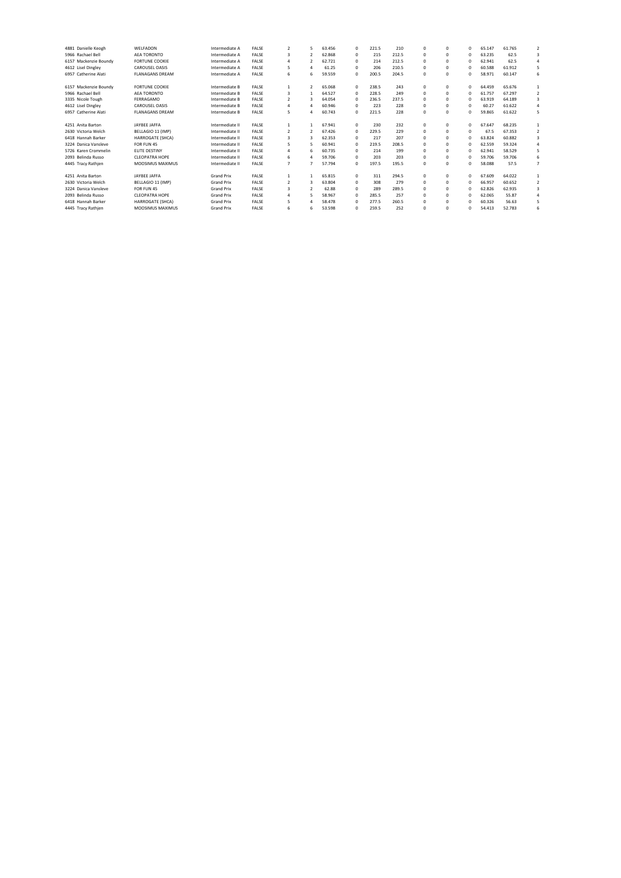| | | | | | | | | | | | | | | | | |
|---|---|---|---|---|---|---|---|---|---|---|---|---|---|---|---|---|
| 4881 | Danielle Keogh | WELFADON | Intermediate A | FALSE | 2 | 5 | 63.456 | 0 | 221.5 | 210 | 0 | 0 | 0 | 65.147 | 61.765 | 2 |
| 5966 | Rachael Bell | AEA TORONTO | Intermediate A | FALSE | 3 | 2 | 62.868 | 0 | 215 | 212.5 | 0 | 0 | 0 | 63.235 | 62.5 | 3 |
| 6157 | Mackenzie Boundy | FORTUNE COOKIE | Intermediate A | FALSE | 4 | 2 | 62.721 | 0 | 214 | 212.5 | 0 | 0 | 0 | 62.941 | 62.5 | 4 |
| 4612 | Lisel Dingley | CAROUSEL OASIS | Intermediate A | FALSE | 5 | 4 | 61.25 | 0 | 206 | 210.5 | 0 | 0 | 0 | 60.588 | 61.912 | 5 |
| 6957 | Catherine Alati | FLANAGANS DREAM | Intermediate A | FALSE | 6 | 6 | 59.559 | 0 | 200.5 | 204.5 | 0 | 0 | 0 | 58.971 | 60.147 | 6 |
| | | | | | | | | | | | | | | | | |
| 6157 | Mackenzie Boundy | FORTUNE COOKIE | Intermediate B | FALSE | 1 | 2 | 65.068 | 0 | 238.5 | 243 | 0 | 0 | 0 | 64.459 | 65.676 | 1 |
| 5966 | Rachael Bell | AEA TORONTO | Intermediate B | FALSE | 3 | 1 | 64.527 | 0 | 228.5 | 249 | 0 | 0 | 0 | 61.757 | 67.297 | 2 |
| 3335 | Nicole Tough | FERRAGAMO | Intermediate B | FALSE | 2 | 3 | 64.054 | 0 | 236.5 | 237.5 | 0 | 0 | 0 | 63.919 | 64.189 | 3 |
| 4612 | Lisel Dingley | CAROUSEL OASIS | Intermediate B | FALSE | 4 | 4 | 60.946 | 0 | 223 | 228 | 0 | 0 | 0 | 60.27 | 61.622 | 4 |
| 6957 | Catherine Alati | FLANAGANS DREAM | Intermediate B | FALSE | 5 | 4 | 60.743 | 0 | 221.5 | 228 | 0 | 0 | 0 | 59.865 | 61.622 | 5 |
| | | | | | | | | | | | | | | | | |
| 4251 | Anita Barton | JAYBEE JAFFA | Intermediate II | FALSE | 1 | 1 | 67.941 | 0 | 230 | 232 | 0 | 0 | 0 | 67.647 | 68.235 | 1 |
| 2630 | Victoria Welch | BELLAGIO 11 (IMP) | Intermediate II | FALSE | 2 | 2 | 67.426 | 0 | 229.5 | 229 | 0 | 0 | 0 | 67.5 | 67.353 | 2 |
| 6418 | Hannah Barker | HARROGATE (SHCA) | Intermediate II | FALSE | 3 | 3 | 62.353 | 0 | 217 | 207 | 0 | 0 | 0 | 63.824 | 60.882 | 3 |
| 3224 | Danica Vansleve | FOR FUN 4S | Intermediate II | FALSE | 5 | 5 | 60.941 | 0 | 219.5 | 208.5 | 0 | 0 | 0 | 62.559 | 59.324 | 4 |
| 5726 | Karen Crommelin | ELITE DESTINY | Intermediate II | FALSE | 4 | 6 | 60.735 | 0 | 214 | 199 | 0 | 0 | 0 | 62.941 | 58.529 | 5 |
| 2093 | Belinda Russo | CLEOPATRA HOPE | Intermediate II | FALSE | 6 | 4 | 59.706 | 0 | 203 | 203 | 0 | 0 | 0 | 59.706 | 59.706 | 6 |
| 4445 | Tracy Rathjen | MOOSIMUS MAXIMUS | Intermediate II | FALSE | 7 | 7 | 57.794 | 0 | 197.5 | 195.5 | 0 | 0 | 0 | 58.088 | 57.5 | 7 |
| | | | | | | | | | | | | | | | | |
| 4251 | Anita Barton | JAYBEE JAFFA | Grand Prix | FALSE | 1 | 1 | 65.815 | 0 | 311 | 294.5 | 0 | 0 | 0 | 67.609 | 64.022 | 1 |
| 2630 | Victoria Welch | BELLAGIO 11 (IMP) | Grand Prix | FALSE | 2 | 3 | 63.804 | 0 | 308 | 279 | 0 | 0 | 0 | 66.957 | 60.652 | 2 |
| 3224 | Danica Vansleve | FOR FUN 4S | Grand Prix | FALSE | 3 | 2 | 62.88 | 0 | 289 | 289.5 | 0 | 0 | 0 | 62.826 | 62.935 | 3 |
| 2093 | Belinda Russo | CLEOPATRA HOPE | Grand Prix | FALSE | 4 | 5 | 58.967 | 0 | 285.5 | 257 | 0 | 0 | 0 | 62.065 | 55.87 | 4 |
| 6418 | Hannah Barker | HARROGATE (SHCA) | Grand Prix | FALSE | 5 | 4 | 58.478 | 0 | 277.5 | 260.5 | 0 | 0 | 0 | 60.326 | 56.63 | 5 |
| 4445 | Tracy Rathjen | MOOSIMUS MAXIMUS | Grand Prix | FALSE | 6 | 6 | 53.598 | 0 | 259.5 | 252 | 0 | 0 | 0 | 54.413 | 52.783 | 6 |